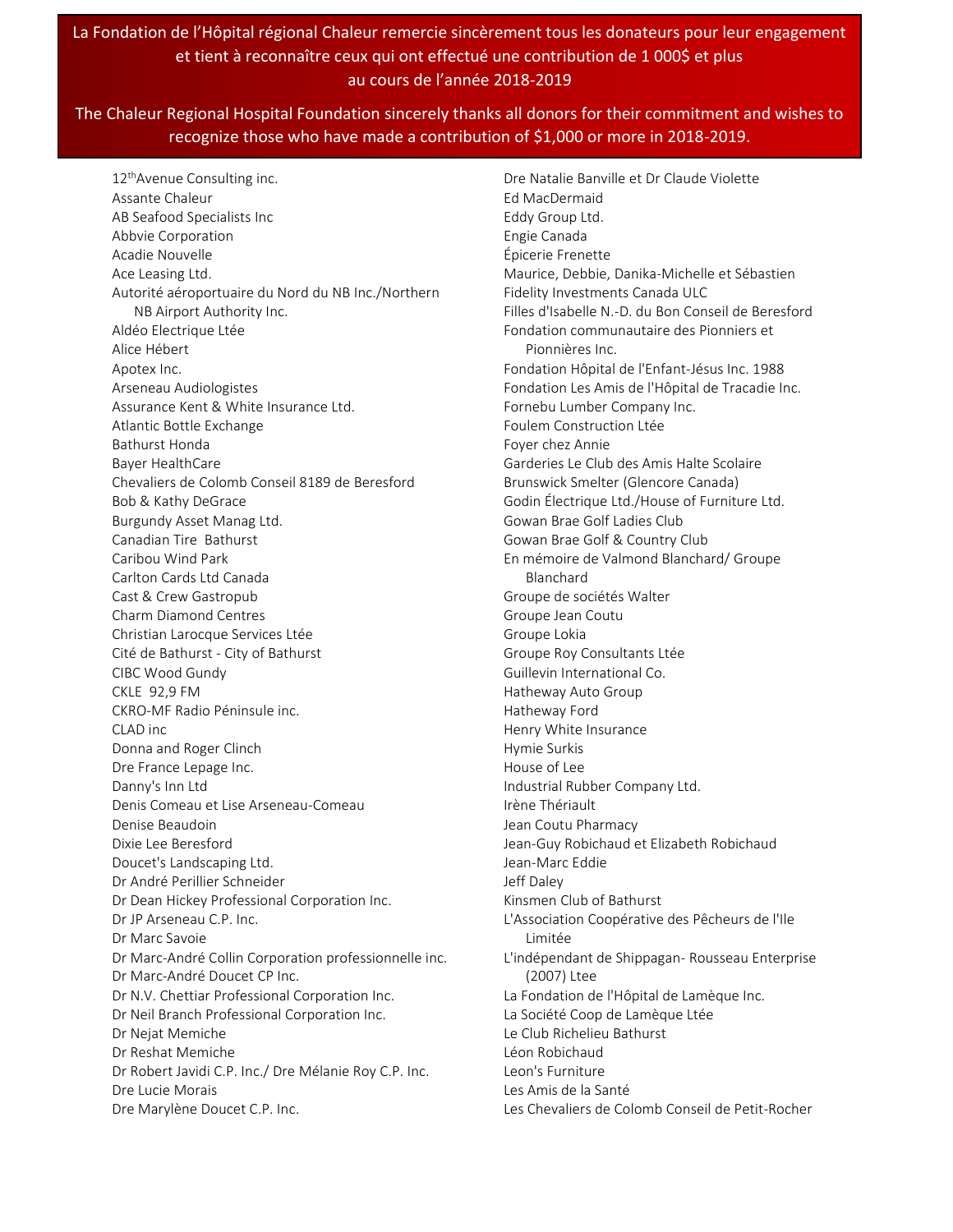La Fondation de l'Hôpital régional Chaleur remercie sincèrement tous les donateurs pour leur engagement et tient à reconnaître ceux qui ont effectué une contribution de 1 000$ et plus au cours de l'année 2018-2019

The Chaleur Regional Hospital Foundation sincerely thanks all donors for their commitment and wishes to recognize those who have made a contribution of $1,000 or more in 2018-2019.

12th Avenue Consulting inc.
Assante Chaleur
AB Seafood Specialists Inc
Abbvie Corporation
Acadie Nouvelle
Ace Leasing Ltd.
Autorité aéroportuaire du Nord du NB Inc./Northern NB Airport Authority Inc.
Aldéo Electrique Ltée
Alice Hébert
Apotex Inc.
Arseneau Audiologistes
Assurance Kent & White Insurance Ltd.
Atlantic Bottle Exchange
Bathurst Honda
Bayer HealthCare
Chevaliers de Colomb Conseil 8189 de Beresford
Bob & Kathy DeGrace
Burgundy Asset Manag Ltd.
Canadian Tire Bathurst
Caribou Wind Park
Carlton Cards Ltd Canada
Cast & Crew Gastropub
Charm Diamond Centres
Christian Larocque Services Ltée
Cité de Bathurst - City of Bathurst
CIBC Wood Gundy
CKLE 92,9 FM
CKRO-MF Radio Péninsule inc.
CLAD inc
Donna and Roger Clinch
Dre France Lepage Inc.
Danny's Inn Ltd
Denis Comeau et Lise Arseneau-Comeau
Denise Beaudoin
Dixie Lee Beresford
Doucet's Landscaping Ltd.
Dr André Perillier Schneider
Dr Dean Hickey Professional Corporation Inc.
Dr JP Arseneau C.P. Inc.
Dr Marc Savoie
Dr Marc-André Collin Corporation professionnelle inc.
Dr Marc-André Doucet CP Inc.
Dr N.V. Chettiar Professional Corporation Inc.
Dr Neil Branch Professional Corporation Inc.
Dr Nejat Memiche
Dr Reshat Memiche
Dr Robert Javidi C.P. Inc./ Dre Mélanie Roy C.P. Inc.
Dre Lucie Morais
Dre Marylène Doucet C.P. Inc.
Dre Natalie Banville et Dr Claude Violette
Ed MacDermaid
Eddy Group Ltd.
Engie Canada
Épicerie Frenette
Maurice, Debbie, Danika-Michelle et Sébastien
Fidelity Investments Canada ULC
Filles d'Isabelle N.-D. du Bon Conseil de Beresford
Fondation communautaire des Pionniers et Pionnières Inc.
Fondation Hôpital de l'Enfant-Jésus Inc. 1988
Fondation Les Amis de l'Hôpital de Tracadie Inc.
Fornebu Lumber Company Inc.
Foulem Construction Ltée
Foyer chez Annie
Garderies Le Club des Amis Halte Scolaire
Brunswick Smelter (Glencore Canada)
Godin Électrique Ltd./House of Furniture Ltd.
Gowan Brae Golf Ladies Club
Gowan Brae Golf & Country Club
En mémoire de Valmond Blanchard/ Groupe Blanchard
Groupe de sociétés Walter
Groupe Jean Coutu
Groupe Lokia
Groupe Roy Consultants Ltée
Guillevin International Co.
Hatheway Auto Group
Hatheway Ford
Henry White Insurance
Hymie Surkis
House of Lee
Industrial Rubber Company Ltd.
Irène Thériault
Jean Coutu Pharmacy
Jean-Guy Robichaud et Elizabeth Robichaud
Jean-Marc Eddie
Jeff Daley
Kinsmen Club of Bathurst
L'Association Coopérative des Pêcheurs de l'Ile Limitée
L'indépendant de Shippagan- Rousseau Enterprise (2007) Ltee
La Fondation de l'Hôpital de Lamèque Inc.
La Société Coop de Lamèque Ltée
Le Club Richelieu Bathurst
Léon Robichaud
Leon's Furniture
Les Amis de la Santé
Les Chevaliers de Colomb Conseil de Petit-Rocher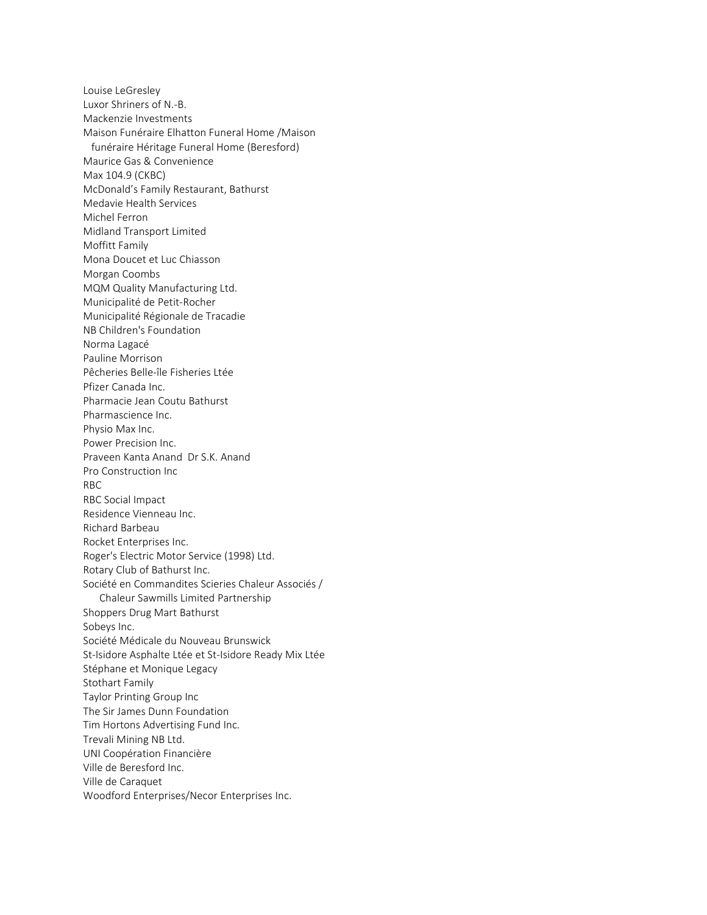Louise LeGresley
Luxor Shriners of N.-B.
Mackenzie Investments
Maison Funéraire Elhatton Funeral Home /Maison funéraire Héritage Funeral Home (Beresford)
Maurice Gas & Convenience
Max 104.9 (CKBC)
McDonald's Family Restaurant, Bathurst
Medavie Health Services
Michel Ferron
Midland Transport Limited
Moffitt Family
Mona Doucet et Luc Chiasson
Morgan Coombs
MQM Quality Manufacturing Ltd.
Municipalité de Petit-Rocher
Municipalité Régionale de Tracadie
NB Children's Foundation
Norma Lagacé
Pauline Morrison
Pêcheries Belle-île Fisheries Ltée
Pfizer Canada Inc.
Pharmacie Jean Coutu Bathurst
Pharmascience Inc.
Physio Max Inc.
Power Precision Inc.
Praveen Kanta Anand Dr S.K. Anand
Pro Construction Inc
RBC
RBC Social Impact
Residence Vienneau Inc.
Richard Barbeau
Rocket Enterprises Inc.
Roger's Electric Motor Service (1998) Ltd.
Rotary Club of Bathurst Inc.
Société en Commandites Scieries Chaleur Associés / Chaleur Sawmills Limited Partnership
Shoppers Drug Mart Bathurst
Sobeys Inc.
Société Médicale du Nouveau Brunswick
St-Isidore Asphalte Ltée et St-Isidore Ready Mix Ltée
Stéphane et Monique Legacy
Stothart Family
Taylor Printing Group Inc
The Sir James Dunn Foundation
Tim Hortons Advertising Fund Inc.
Trevali Mining NB Ltd.
UNI Coopération Financière
Ville de Beresford Inc.
Ville de Caraquet
Woodford Enterprises/Necor Enterprises Inc.